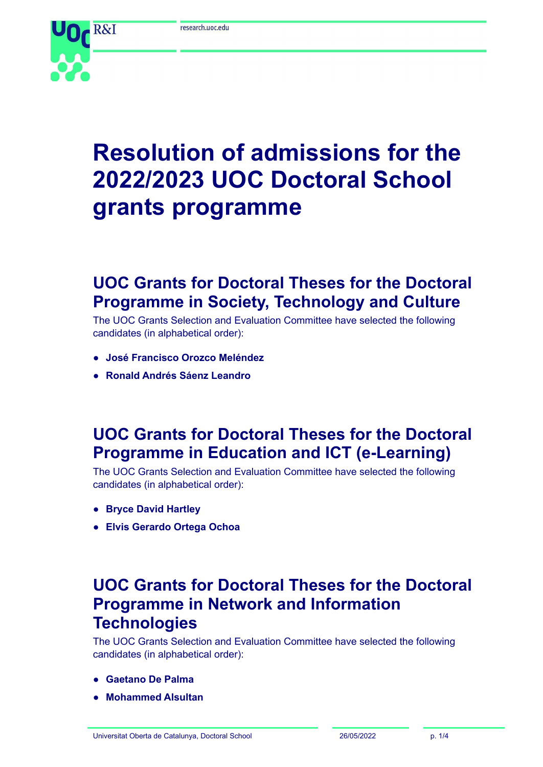# Resolution of admissions for the 2022/2023 UOC Doctoral School grants programme

## UOC Grants for Doctoral Theses for the Doctoral Programme in Society, Technology and Culture

The UOC Grants Selection and Evaluation Committee have selected the following candidates (in alphabetical order):

- **José Francisco Orozco Meléndez**
- **Ronald Andrés Sáenz Leandro**

## UOC Grants for Doctoral Theses for the Doctoral Programme in Education and ICT (e-Learning)

The UOC Grants Selection and Evaluation Committee have selected the following candidates (in alphabetical order):

- **Bryce David Hartley**
- **Elvis Gerardo Ortega Ochoa**

## UOC Grants for Doctoral Theses for the Doctoral Programme in Network and Information Technologies

The UOC Grants Selection and Evaluation Committee have selected the following candidates (in alphabetical order):

- **Gaetano De Palma**
- **Mohammed Alsultan**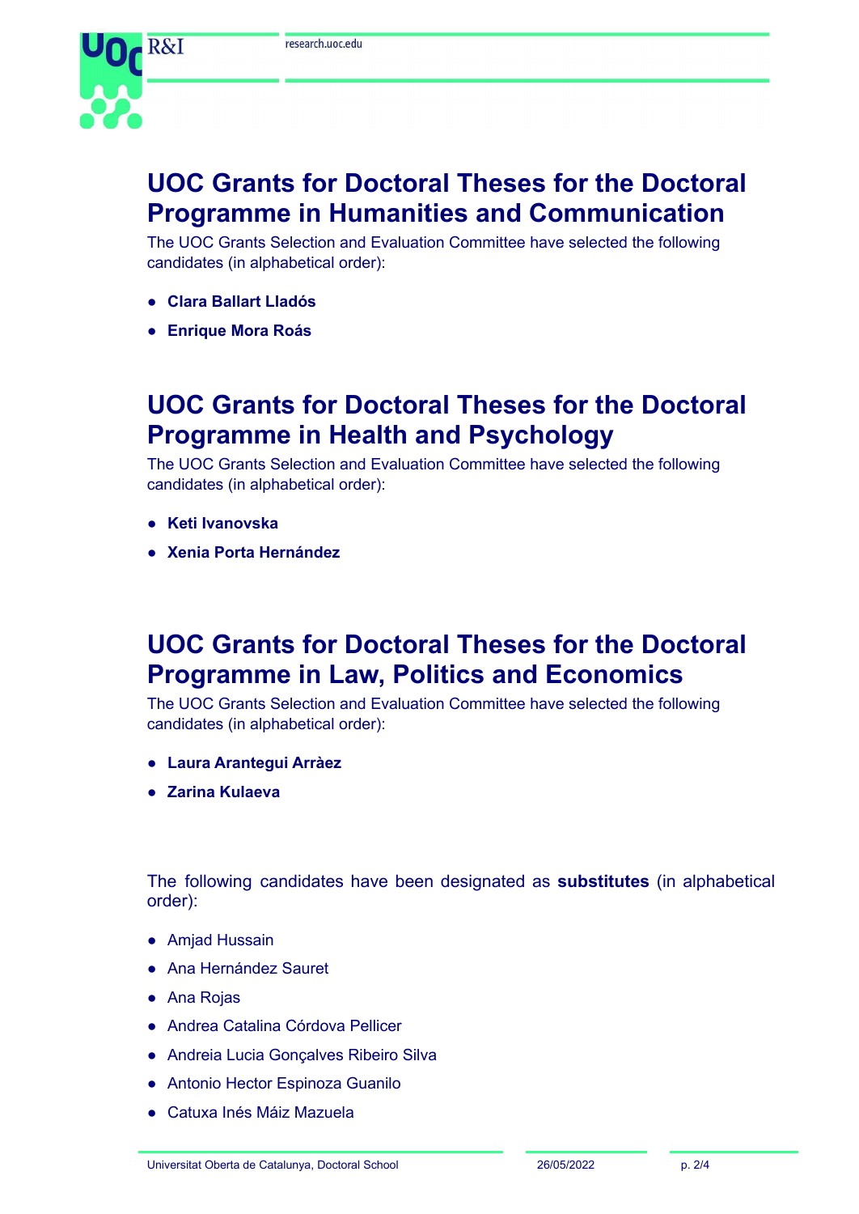## UOC Grants for Doctoral Theses for the Doctoral Programme in Humanities and Communication

The UOC Grants Selection and Evaluation Committee have selected the following candidates (in alphabetical order):

- **Clara Ballart Lladós**
- **Enrique Mora Roás**

## UOC Grants for Doctoral Theses for the Doctoral Programme in Health and Psychology

The UOC Grants Selection and Evaluation Committee have selected the following candidates (in alphabetical order):

- **Keti Ivanovska**
- **Xenia Porta Hernández**

## UOC Grants for Doctoral Theses for the Doctoral Programme in Law, Politics and Economics

The UOC Grants Selection and Evaluation Committee have selected the following candidates (in alphabetical order):

- **Laura Arantegui Arràez**
- **Zarina Kulaeva**

The following candidates have been designated as **substitutes** (in alphabetical order):

- Amjad Hussain
- Ana Hernández Sauret
- Ana Rojas
- Andrea Catalina Córdova Pellicer
- Andreia Lucia Gonçalves Ribeiro Silva
- Antonio Hector Espinoza Guanilo
- Catuxa Inés Máiz Mazuela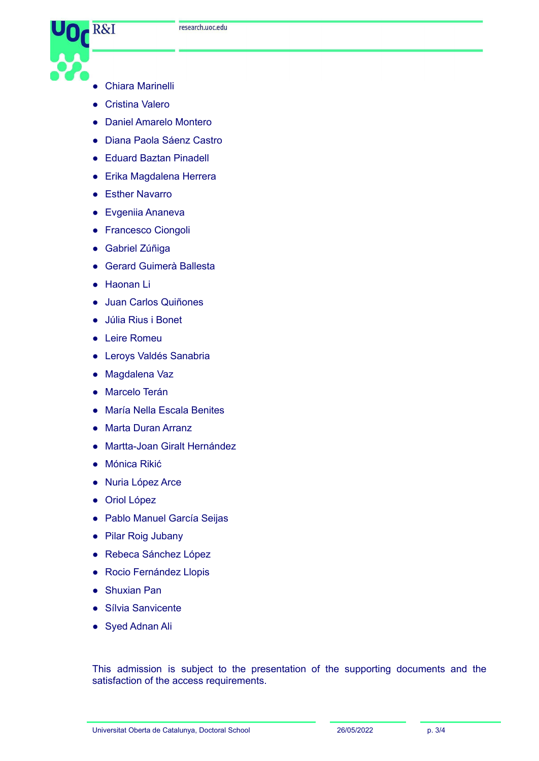- Chiara Marinelli
- Cristina Valero
- Daniel Amarelo Montero
- Diana Paola Sáenz Castro
- Eduard Baztan Pinadell
- Erika Magdalena Herrera
- Esther Navarro
- Evgeniia Ananeva
- Francesco Ciongoli
- Gabriel Zúñiga
- Gerard Guimerà Ballesta
- Haonan Li
- Juan Carlos Quiñones
- Júlia Rius i Bonet
- Leire Romeu
- Leroys Valdés Sanabria
- Magdalena Vaz
- Marcelo Terán
- María Nella Escala Benites
- Marta Duran Arranz
- Martta-Joan Giralt Hernández
- Mónica Rikić
- Nuria López Arce
- Oriol López
- Pablo Manuel García Seijas
- Pilar Roig Jubany
- Rebeca Sánchez López
- Rocio Fernández Llopis
- Shuxian Pan
- Sílvia Sanvicente
- Syed Adnan Ali

This admission is subject to the presentation of the supporting documents and the satisfaction of the access requirements.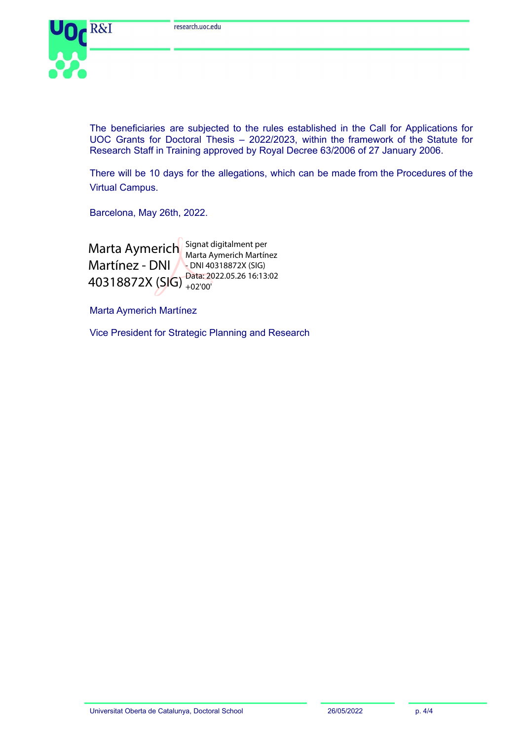The beneficiaries are subjected to the rules established in the Call for Applications for UOC Grants for Doctoral Thesis – 2022/2023, within the framework of the Statute for Research Staff in Training approved by Royal Decree 63/2006 of 27 January 2006.

There will be 10 days for the allegations, which can be made from the Procedures of the Virtual Campus.

Barcelona, May 26th, 2022.

Marta Aymerich Martínez - DNI 40318872X (SIG)

Signat digitalment per Marta Aymerich Martínez - DNI 40318872X (SIG)
Data: 2022.05.26 16:13:02 +02'00'

Marta Aymerich Martínez

Vice President for Strategic Planning and Research